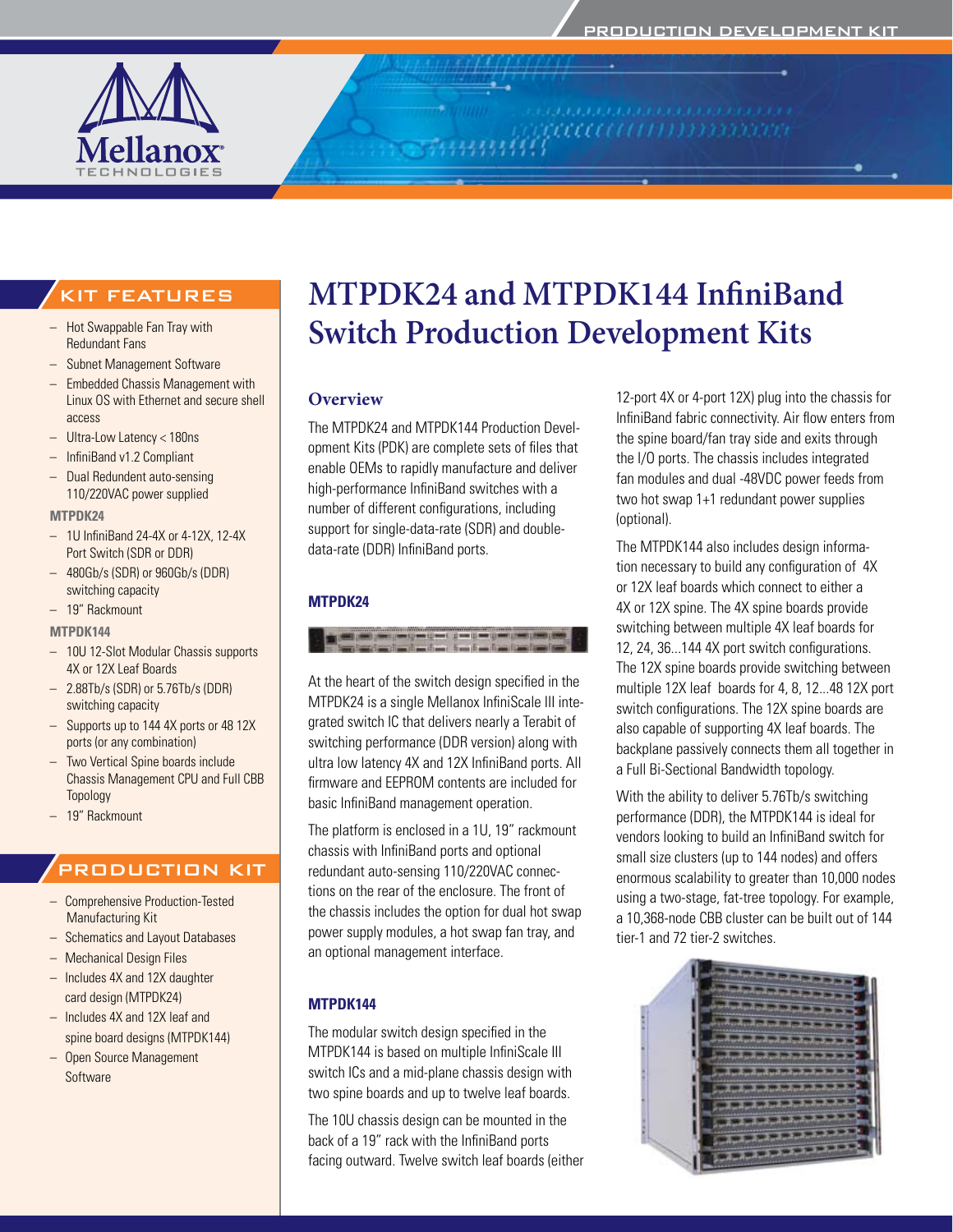# MTPDK24 and MTPDK144 InfiniBand Switch Production Development Kits

## KIT FEATURES

- Hot Swappable Fan Tray with Redundant Fans
- Subnet Management Software
- Embedded Chassis Management with Linux OS with Ethernet and secure shell access
- Ultra-Low Latency < 180ns
- InfiniBand v1.2 Compliant
- Dual Redundant auto-sensing 110/220VAC power supplied

**MTPDK24**

- 1U InfiniBand 24-4X or 4-12X, 12-4X Port Switch (SDR or DDR)
- 480Gb/s (SDR) or 960Gb/s (DDR) switching capacity
- 19" Rackmount

**MTPDK144**

- 10U 12-Slot Modular Chassis supports 4X or 12X Leaf Boards
- 2.88Tb/s (SDR) or 5.76Tb/s (DDR) switching capacity
- Supports up to 144 4X ports or 48 12X ports (or any combination)
- Two Vertical Spine boards include Chassis Management CPU and Full CBB Topology
- 19" Rackmount

## PRODUCTION KIT

- Comprehensive Production-Tested Manufacturing Kit
- Schematics and Layout Databases
- Mechanical Design Files
- Includes 4X and 12X daughter card design (MTPDK24)
- Includes 4X and 12X leaf and spine board designs (MTPDK144)
- Open Source Management Software

## Overview

The MTPDK24 and MTPDK144 Production Development Kits (PDK) are complete sets of files that enable OEMs to rapidly manufacture and deliver high-performance InfiniBand switches with a number of different configurations, including support for single-data-rate (SDR) and double-data-rate (DDR) InfiniBand ports.

### MTPDK24

At the heart of the switch design specified in the MTPDK24 is a single Mellanox InfiniScale III integrated switch IC that delivers nearly a Terabit of switching performance (DDR version) along with ultra low latency 4X and 12X InfiniBand ports. All firmware and EEPROM contents are included for basic InfiniBand management operation.

The platform is enclosed in a 1U, 19" rackmount chassis with InfiniBand ports and optional redundant auto-sensing 110/220VAC connections on the rear of the enclosure. The front of the chassis includes the option for dual hot swap power supply modules, a hot swap fan tray, and an optional management interface.

### MTPDK144

The modular switch design specified in the MTPDK144 is based on multiple InfiniScale III switch ICs and a mid-plane chassis design with two spine boards and up to twelve leaf boards.

The 10U chassis design can be mounted in the back of a 19" rack with the InfiniBand ports facing outward. Twelve switch leaf boards (either 12-port 4X or 4-port 12X) plug into the chassis for InfiniBand fabric connectivity. Air flow enters from the spine board/fan tray side and exits through the I/O ports. The chassis includes integrated fan modules and dual -48VDC power feeds from two hot swap 1+1 redundant power supplies (optional).

The MTPDK144 also includes design information necessary to build any configuration of 4X or 12X leaf boards which connect to either a 4X or 12X spine. The 4X spine boards provide switching between multiple 4X leaf boards for 12, 24, 36...144 4X port switch configurations. The 12X spine boards provide switching between multiple 12X leaf boards for 4, 8, 12...48 12X port switch configurations. The 12X spine boards are also capable of supporting 4X leaf boards. The backplane passively connects them all together in a Full Bi-Sectional Bandwidth topology.

With the ability to deliver 5.76Tb/s switching performance (DDR), the MTPDK144 is ideal for vendors looking to build an InfiniBand switch for small size clusters (up to 144 nodes) and offers enormous scalability to greater than 10,000 nodes using a two-stage, fat-tree topology. For example, a 10,368-node CBB cluster can be built out of 144 tier-1 and 72 tier-2 switches.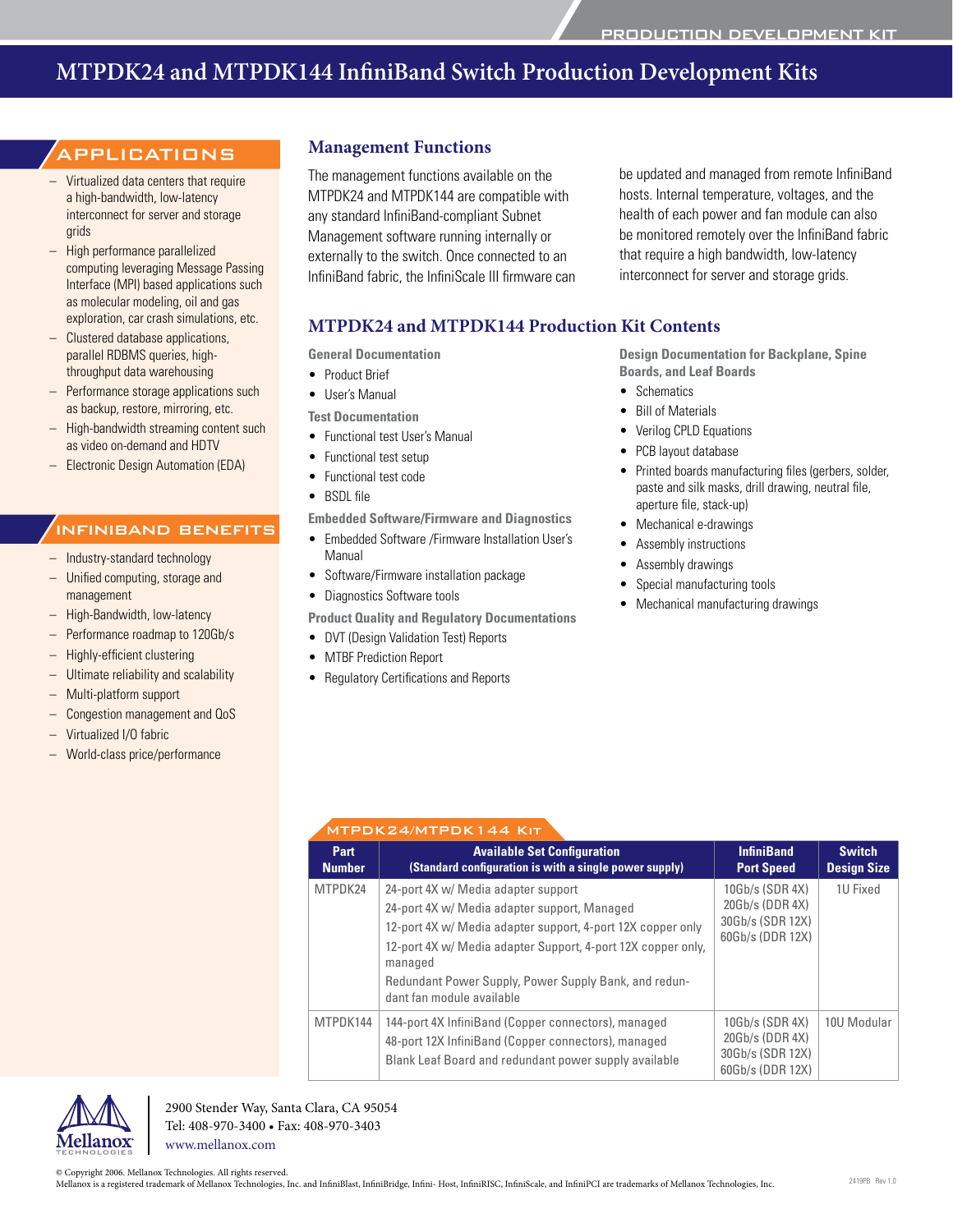# MTPDK24 and MTPDK144 InfiniBand Switch Production Development Kits

## APPLICATIONS

- Virtualized data centers that require a high-bandwidth, low-latency interconnect for server and storage grids
- High performance parallelized computing leveraging Message Passing Interface (MPI) based applications such as molecular modeling, oil and gas exploration, car crash simulations, etc.
- Clustered database applications, parallel RDBMS queries, high-throughput data warehousing
- Performance storage applications such as backup, restore, mirroring, etc.
- High-bandwidth streaming content such as video on-demand and HDTV
- Electronic Design Automation (EDA)

## INFINIBAND BENEFITS

- Industry-standard technology
- Unified computing, storage and management
- High-Bandwidth, low-latency
- Performance roadmap to 120Gb/s
- Highly-efficient clustering
- Ultimate reliability and scalability
- Multi-platform support
- Congestion management and QoS
- Virtualized I/O fabric
- World-class price/performance

## Management Functions

The management functions available on the MTPDK24 and MTPDK144 are compatible with any standard InfiniBand-compliant Subnet Management software running internally or externally to the switch. Once connected to an InfiniBand fabric, the InfiniScale III firmware can be updated and managed from remote InfiniBand hosts. Internal temperature, voltages, and the health of each power and fan module can also be monitored remotely over the InfiniBand fabric that require a high bandwidth, low-latency interconnect for server and storage grids.

## MTPDK24 and MTPDK144 Production Kit Contents

**General Documentation**
- Product Brief
- User's Manual

**Test Documentation**
- Functional test User's Manual
- Functional test setup
- Functional test code
- BSDL file

**Embedded Software/Firmware and Diagnostics**
- Embedded Software /Firmware Installation User's Manual
- Software/Firmware installation package
- Diagnostics Software tools

**Product Quality and Regulatory Documentations**
- DVT (Design Validation Test) Reports
- MTBF Prediction Report
- Regulatory Certifications and Reports

**Design Documentation for Backplane, Spine Boards, and Leaf Boards**
- Schematics
- Bill of Materials
- Verilog CPLD Equations
- PCB layout database
- Printed boards manufacturing files (gerbers, solder, paste and silk masks, drill drawing, neutral file, aperture file, stack-up)
- Mechanical e-drawings
- Assembly instructions
- Assembly drawings
- Special manufacturing tools
- Mechanical manufacturing drawings

### MTPDK24/MTPDK144 Kit

| Part Number | Available Set Configuration (Standard configuration is with a single power supply) | InfiniBand Port Speed | Switch Design Size |
|---|---|---|---|
| MTPDK24 | 24-port 4X w/ Media adapter support<br>24-port 4X w/ Media adapter support, Managed<br>12-port 4X w/ Media adapter support, 4-port 12X copper only<br>12-port 4X w/ Media adapter Support, 4-port 12X copper only, managed<br>Redundant Power Supply, Power Supply Bank, and redundant fan module available | 10Gb/s (SDR 4X)<br>20Gb/s (DDR 4X)<br>30Gb/s (SDR 12X)<br>60Gb/s (DDR 12X) | 1U Fixed |
| MTPDK144 | 144-port 4X InfiniBand (Copper connectors), managed<br>48-port 12X InfiniBand (Copper connectors), managed<br>Blank Leaf Board and redundant power supply available | 10Gb/s (SDR 4X)<br>20Gb/s (DDR 4X)<br>30Gb/s (SDR 12X)<br>60Gb/s (DDR 12X) | 10U Modular |

Mellanox Technologies

2900 Stender Way, Santa Clara, CA 95054
Tel: 408-970-3400 • Fax: 408-970-3403
www.mellanox.com

© Copyright 2006. Mellanox Technologies. All rights reserved.
Mellanox is a registered trademark of Mellanox Technologies, Inc. and InfiniBlast, InfiniBridge, Infini- Host, InfiniRISC, InfiniScale, and InfiniPCI are trademarks of Mellanox Technologies, Inc.

2419PB Rev 1.0